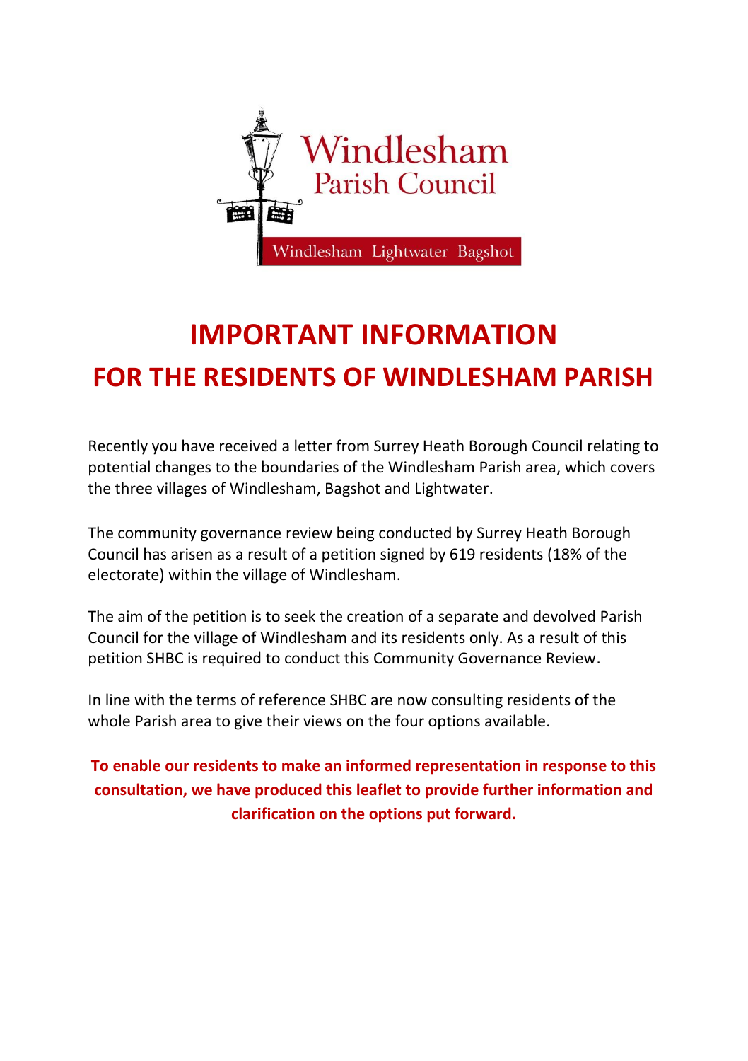Windlesham Parish Council

Windlesham Lightwater Bagshot

# IMPORTANT INFORMATION

# FOR THE RESIDENTS OF WINDLESHAM PARISH

Recently you have received a letter from Surrey Heath Borough Council relating to potential changes to the boundaries of the Windlesham Parish area, which covers the three villages of Windlesham, Bagshot and Lightwater.

The community governance review being conducted by Surrey Heath Borough Council has arisen as a result of a petition signed by 619 residents (18% of the electorate) within the village of Windlesham.

The aim of the petition is to seek the creation of a separate and devolved Parish Council for the village of Windlesham and its residents only. As a result of this petition SHBC is required to conduct this Community Governance Review.

In line with the terms of reference SHBC are now consulting residents of the whole Parish area to give their views on the four options available.

**To enable our residents to make an informed representation in response to this consultation, we have produced this leaflet to provide further information and clarification on the options put forward.**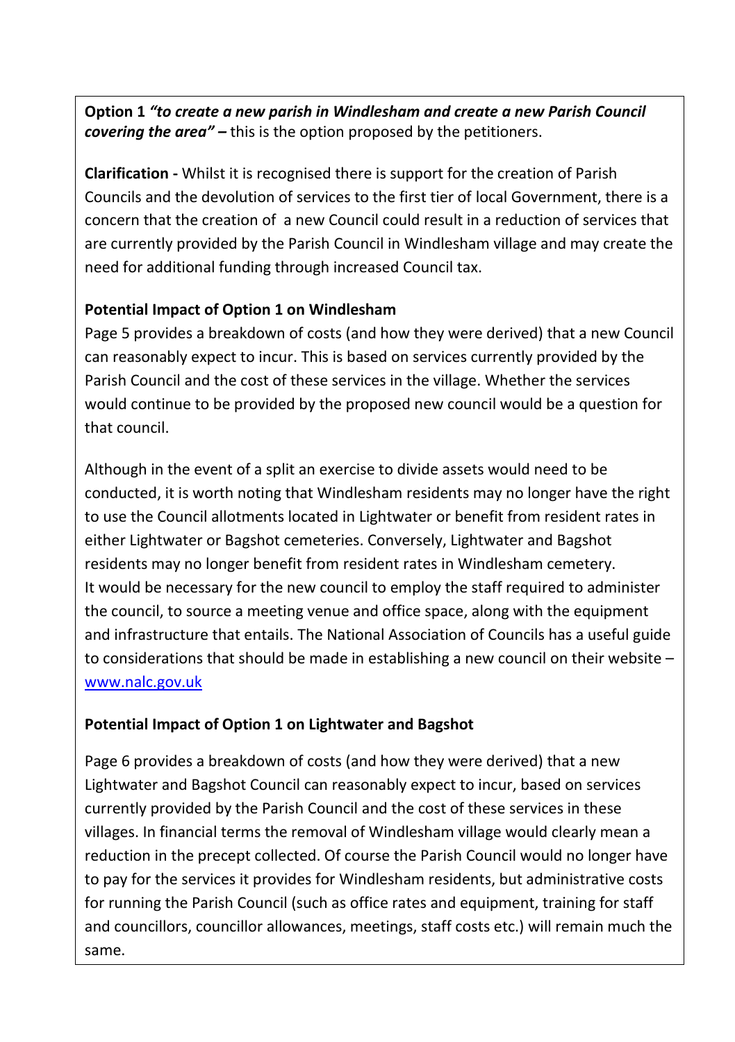**Option 1** ***"to create a new parish in Windlesham and create a new Parish Council covering the area" –*** this is the option proposed by the petitioners.

**Clarification -** Whilst it is recognised there is support for the creation of Parish Councils and the devolution of services to the first tier of local Government, there is a concern that the creation of a new Council could result in a reduction of services that are currently provided by the Parish Council in Windlesham village and may create the need for additional funding through increased Council tax.

**Potential Impact of Option 1 on Windlesham**

Page 5 provides a breakdown of costs (and how they were derived) that a new Council can reasonably expect to incur. This is based on services currently provided by the Parish Council and the cost of these services in the village. Whether the services would continue to be provided by the proposed new council would be a question for that council.

Although in the event of a split an exercise to divide assets would need to be conducted, it is worth noting that Windlesham residents may no longer have the right to use the Council allotments located in Lightwater or benefit from resident rates in either Lightwater or Bagshot cemeteries. Conversely, Lightwater and Bagshot residents may no longer benefit from resident rates in Windlesham cemetery. It would be necessary for the new council to employ the staff required to administer the council, to source a meeting venue and office space, along with the equipment and infrastructure that entails. The National Association of Councils has a useful guide to considerations that should be made in establishing a new council on their website – [www.nalc.gov.uk](http://www.nalc.gov.uk)

**Potential Impact of Option 1 on Lightwater and Bagshot**

Page 6 provides a breakdown of costs (and how they were derived) that a new Lightwater and Bagshot Council can reasonably expect to incur, based on services currently provided by the Parish Council and the cost of these services in these villages. In financial terms the removal of Windlesham village would clearly mean a reduction in the precept collected. Of course the Parish Council would no longer have to pay for the services it provides for Windlesham residents, but administrative costs for running the Parish Council (such as office rates and equipment, training for staff and councillors, councillor allowances, meetings, staff costs etc.) will remain much the same.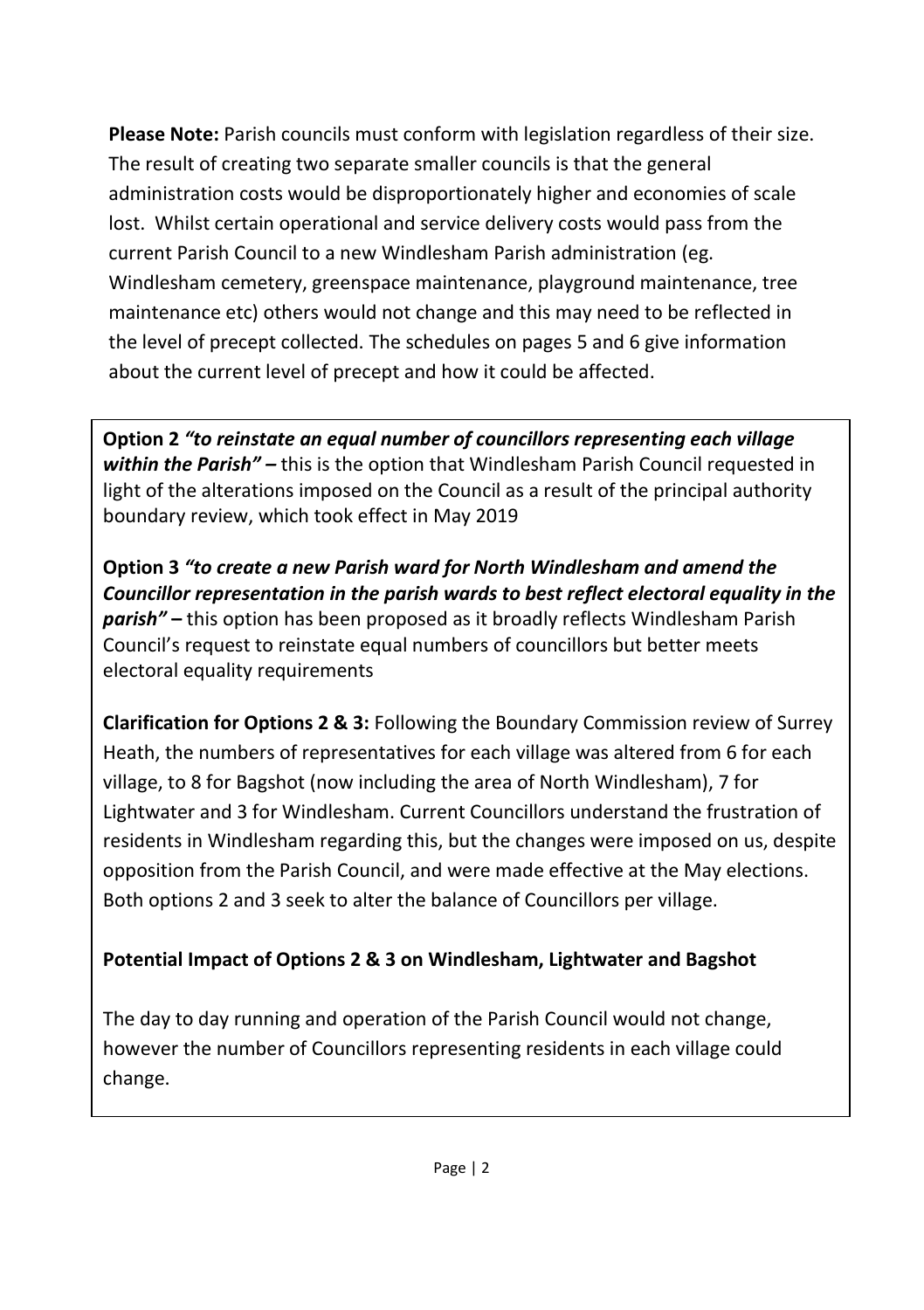**Please Note:** Parish councils must conform with legislation regardless of their size. The result of creating two separate smaller councils is that the general administration costs would be disproportionately higher and economies of scale lost. Whilst certain operational and service delivery costs would pass from the current Parish Council to a new Windlesham Parish administration (eg. Windlesham cemetery, greenspace maintenance, playground maintenance, tree maintenance etc) others would not change and this may need to be reflected in the level of precept collected. The schedules on pages 5 and 6 give information about the current level of precept and how it could be affected.

**Option 2** ***"to reinstate an equal number of councillors representing each village within the Parish" –*** this is the option that Windlesham Parish Council requested in light of the alterations imposed on the Council as a result of the principal authority boundary review, which took effect in May 2019

**Option 3** ***"to create a new Parish ward for North Windlesham and amend the Councillor representation in the parish wards to best reflect electoral equality in the parish" –*** this option has been proposed as it broadly reflects Windlesham Parish Council's request to reinstate equal numbers of councillors but better meets electoral equality requirements

**Clarification for Options 2 & 3:** Following the Boundary Commission review of Surrey Heath, the numbers of representatives for each village was altered from 6 for each village, to 8 for Bagshot (now including the area of North Windlesham), 7 for Lightwater and 3 for Windlesham. Current Councillors understand the frustration of residents in Windlesham regarding this, but the changes were imposed on us, despite opposition from the Parish Council, and were made effective at the May elections. Both options 2 and 3 seek to alter the balance of Councillors per village.

**Potential Impact of Options 2 & 3 on Windlesham, Lightwater and Bagshot**

The day to day running and operation of the Parish Council would not change, however the number of Councillors representing residents in each village could change.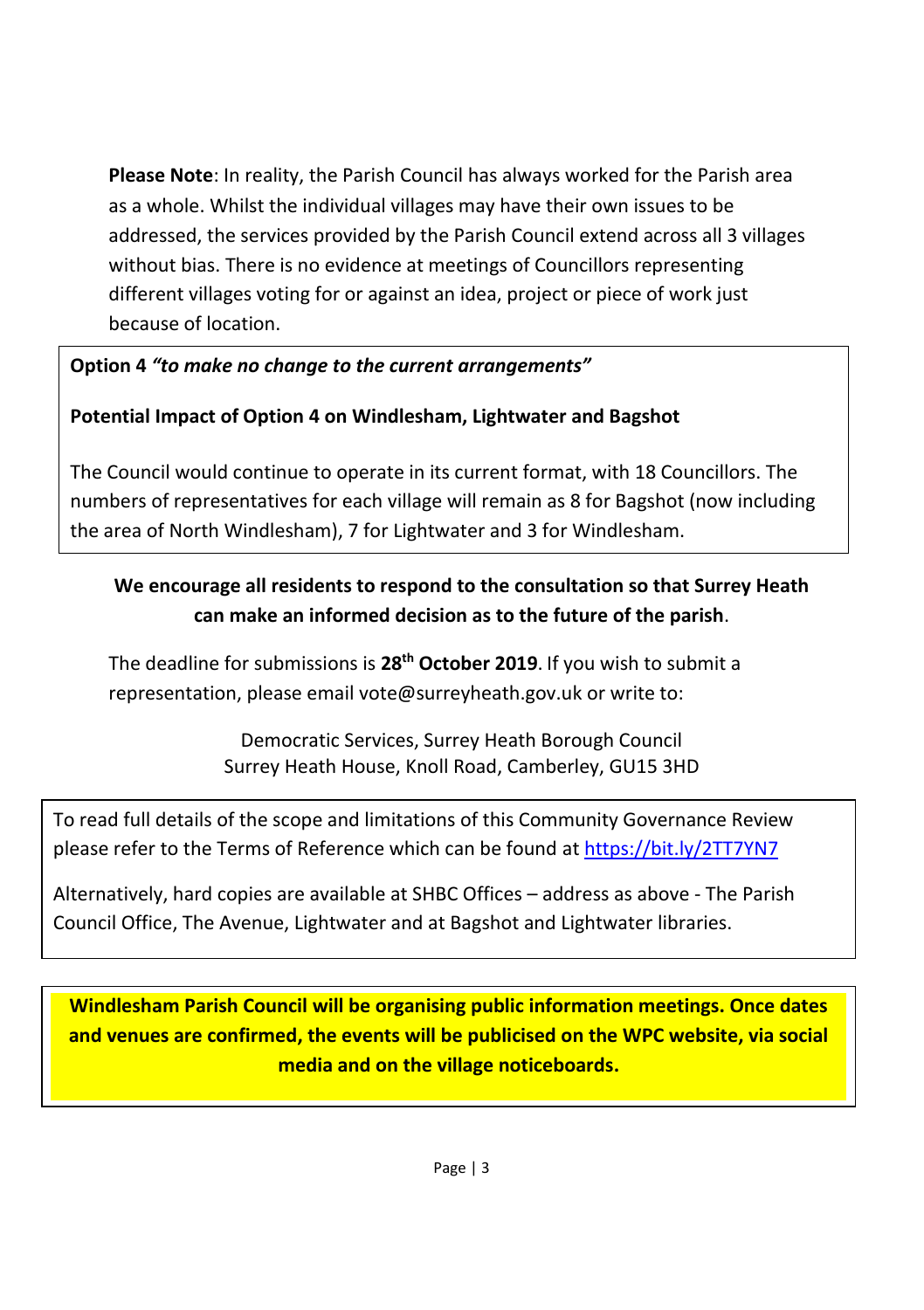**Please Note**: In reality, the Parish Council has always worked for the Parish area as a whole. Whilst the individual villages may have their own issues to be addressed, the services provided by the Parish Council extend across all 3 villages without bias. There is no evidence at meetings of Councillors representing different villages voting for or against an idea, project or piece of work just because of location.

**Option 4 *"to make no change to the current arrangements"***

**Potential Impact of Option 4 on Windlesham, Lightwater and Bagshot**

The Council would continue to operate in its current format, with 18 Councillors. The numbers of representatives for each village will remain as 8 for Bagshot (now including the area of North Windlesham), 7 for Lightwater and 3 for Windlesham.

**We encourage all residents to respond to the consultation so that Surrey Heath can make an informed decision as to the future of the parish**.

The deadline for submissions is **28th October 2019**. If you wish to submit a representation, please email vote@surreyheath.gov.uk or write to:

Democratic Services, Surrey Heath Borough Council
Surrey Heath House, Knoll Road, Camberley, GU15 3HD

To read full details of the scope and limitations of this Community Governance Review please refer to the Terms of Reference which can be found at https://bit.ly/2TT7YN7

Alternatively, hard copies are available at SHBC Offices – address as above - The Parish Council Office, The Avenue, Lightwater and at Bagshot and Lightwater libraries.

**Windlesham Parish Council will be organising public information meetings. Once dates and venues are confirmed, the events will be publicised on the WPC website, via social media and on the village noticeboards.**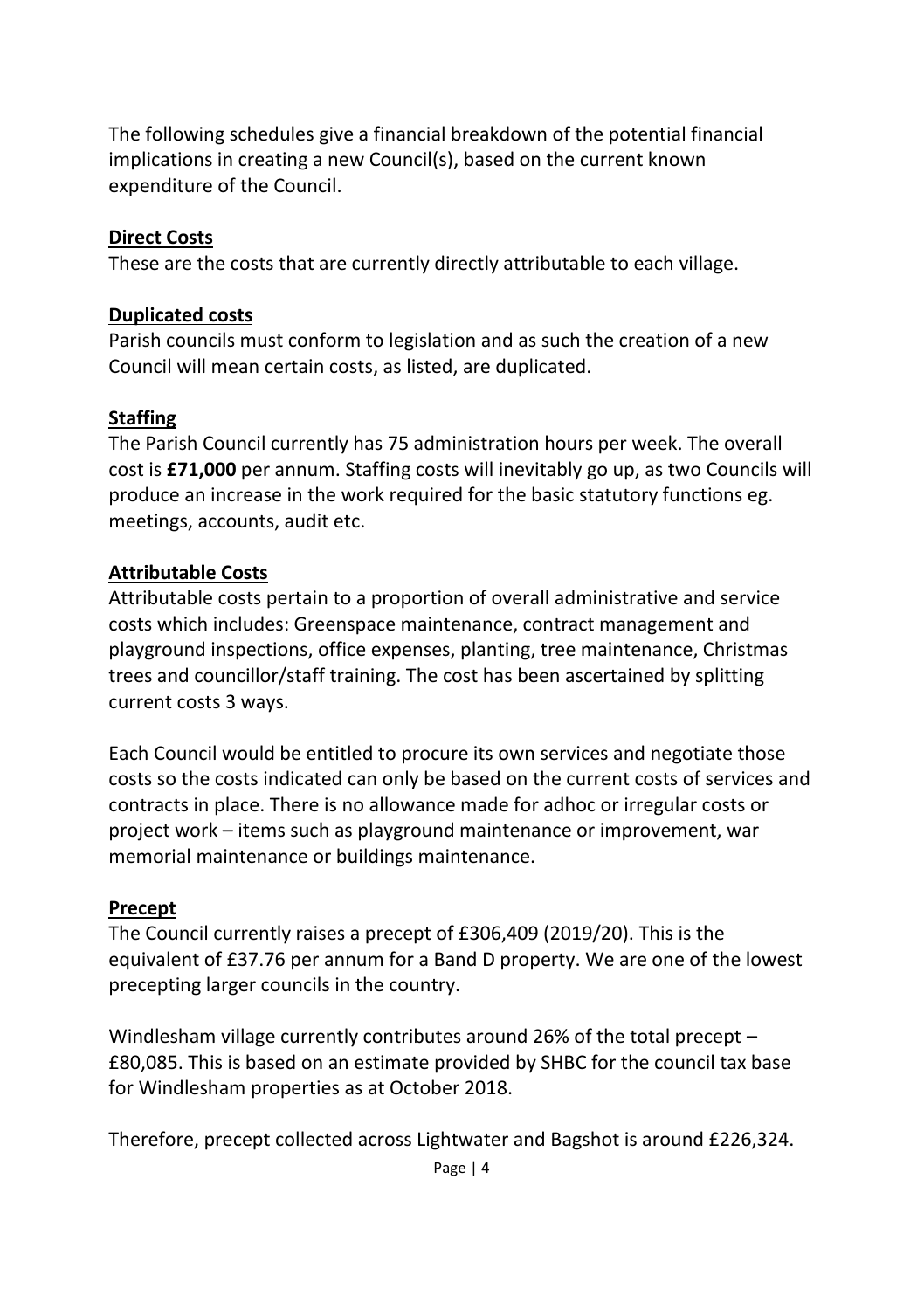The following schedules give a financial breakdown of the potential financial implications in creating a new Council(s), based on the current known expenditure of the Council.

**Direct Costs**

These are the costs that are currently directly attributable to each village.

**Duplicated costs**

Parish councils must conform to legislation and as such the creation of a new Council will mean certain costs, as listed, are duplicated.

**Staffing**

The Parish Council currently has 75 administration hours per week. The overall cost is **£71,000** per annum. Staffing costs will inevitably go up, as two Councils will produce an increase in the work required for the basic statutory functions eg. meetings, accounts, audit etc.

**Attributable Costs**

Attributable costs pertain to a proportion of overall administrative and service costs which includes: Greenspace maintenance, contract management and playground inspections, office expenses, planting, tree maintenance, Christmas trees and councillor/staff training. The cost has been ascertained by splitting current costs 3 ways.

Each Council would be entitled to procure its own services and negotiate those costs so the costs indicated can only be based on the current costs of services and contracts in place. There is no allowance made for adhoc or irregular costs or project work – items such as playground maintenance or improvement, war memorial maintenance or buildings maintenance.

**Precept**

The Council currently raises a precept of £306,409 (2019/20). This is the equivalent of £37.76 per annum for a Band D property. We are one of the lowest precepting larger councils in the country.

Windlesham village currently contributes around 26% of the total precept – £80,085. This is based on an estimate provided by SHBC for the council tax base for Windlesham properties as at October 2018.

Therefore, precept collected across Lightwater and Bagshot is around £226,324.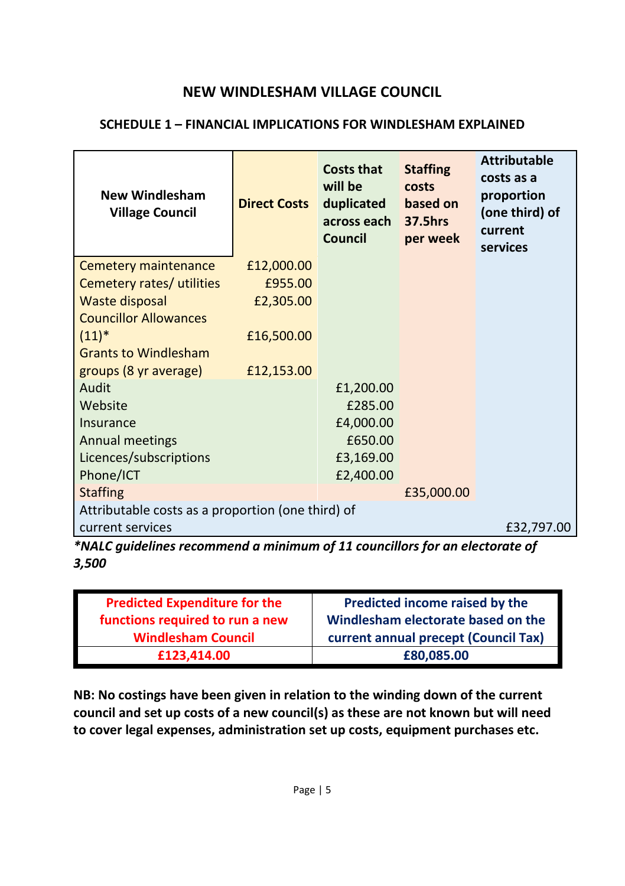## NEW WINDLESHAM VILLAGE COUNCIL

### SCHEDULE 1 – FINANCIAL IMPLICATIONS FOR WINDLESHAM EXPLAINED

| New Windlesham Village Council | Direct Costs | Costs that will be duplicated across each Council | Staffing costs based on 37.5hrs per week | Attributable costs as a proportion (one third) of current services |
|---|---|---|---|---|
| Cemetery maintenance | £12,000.00 | | | |
| Cemetery rates/ utilities | £955.00 | | | |
| Waste disposal | £2,305.00 | | | |
| Councillor Allowances (11)* | £16,500.00 | | | |
| Grants to Windlesham groups (8 yr average) | £12,153.00 | | | |
| Audit | | £1,200.00 | | |
| Website | | £285.00 | | |
| Insurance | | £4,000.00 | | |
| Annual meetings | | £650.00 | | |
| Licences/subscriptions | | £3,169.00 | | |
| Phone/ICT | | £2,400.00 | | |
| Staffing | | | £35,000.00 | |
| Attributable costs as a proportion (one third) of current services | | | | £32,797.00 |

***NALC guidelines recommend a minimum of 11 councillors for an electorate of 3,500***

| Predicted Expenditure for the functions required to run a new Windlesham Council | Predicted income raised by the Windlesham electorate based on the current annual precept (Council Tax) |
|---|---|
| **£123,414.00** | **£80,085.00** |

**NB: No costings have been given in relation to the winding down of the current council and set up costs of a new council(s) as these are not known but will need to cover legal expenses, administration set up costs, equipment purchases etc.**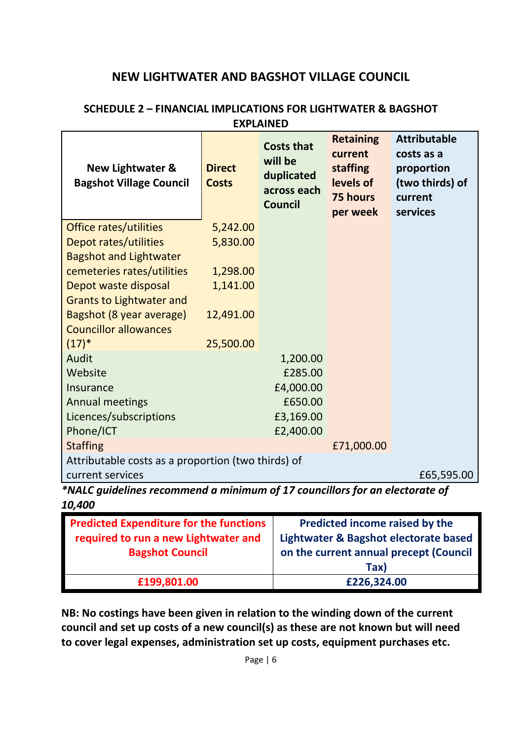## NEW LIGHTWATER AND BAGSHOT VILLAGE COUNCIL

### SCHEDULE 2 – FINANCIAL IMPLICATIONS FOR LIGHTWATER & BAGSHOT EXPLAINED

| New Lightwater & Bagshot Village Council | Direct Costs | Costs that will be duplicated across each Council | Retaining current staffing levels of 75 hours per week | Attributable costs as a proportion (two thirds) of current services |
|---|---|---|---|---|
| Office rates/utilities | 5,242.00 | | | |
| Depot rates/utilities | 5,830.00 | | | |
| Bagshot and Lightwater cemeteries rates/utilities | 1,298.00 | | | |
| Depot waste disposal | 1,141.00 | | | |
| Grants to Lightwater and Bagshot (8 year average) | 12,491.00 | | | |
| Councillor allowances (17)* | 25,500.00 | | | |
| Audit | | 1,200.00 | | |
| Website | | £285.00 | | |
| Insurance | | £4,000.00 | | |
| Annual meetings | | £650.00 | | |
| Licences/subscriptions | | £3,169.00 | | |
| Phone/ICT | | £2,400.00 | | |
| Staffing | | | £71,000.00 | |
| Attributable costs as a proportion (two thirds) of current services | | | | £65,595.00 |

***NALC guidelines recommend a minimum of 17 councillors for an electorate of 10,400***

| Predicted Expenditure for the functions required to run a new Lightwater and Bagshot Council | Predicted income raised by the Lightwater & Bagshot electorate based on the current annual precept (Council Tax) |
|---|---|
| **£199,801.00** | **£226,324.00** |

**NB: No costings have been given in relation to the winding down of the current council and set up costs of a new council(s) as these are not known but will need to cover legal expenses, administration set up costs, equipment purchases etc.**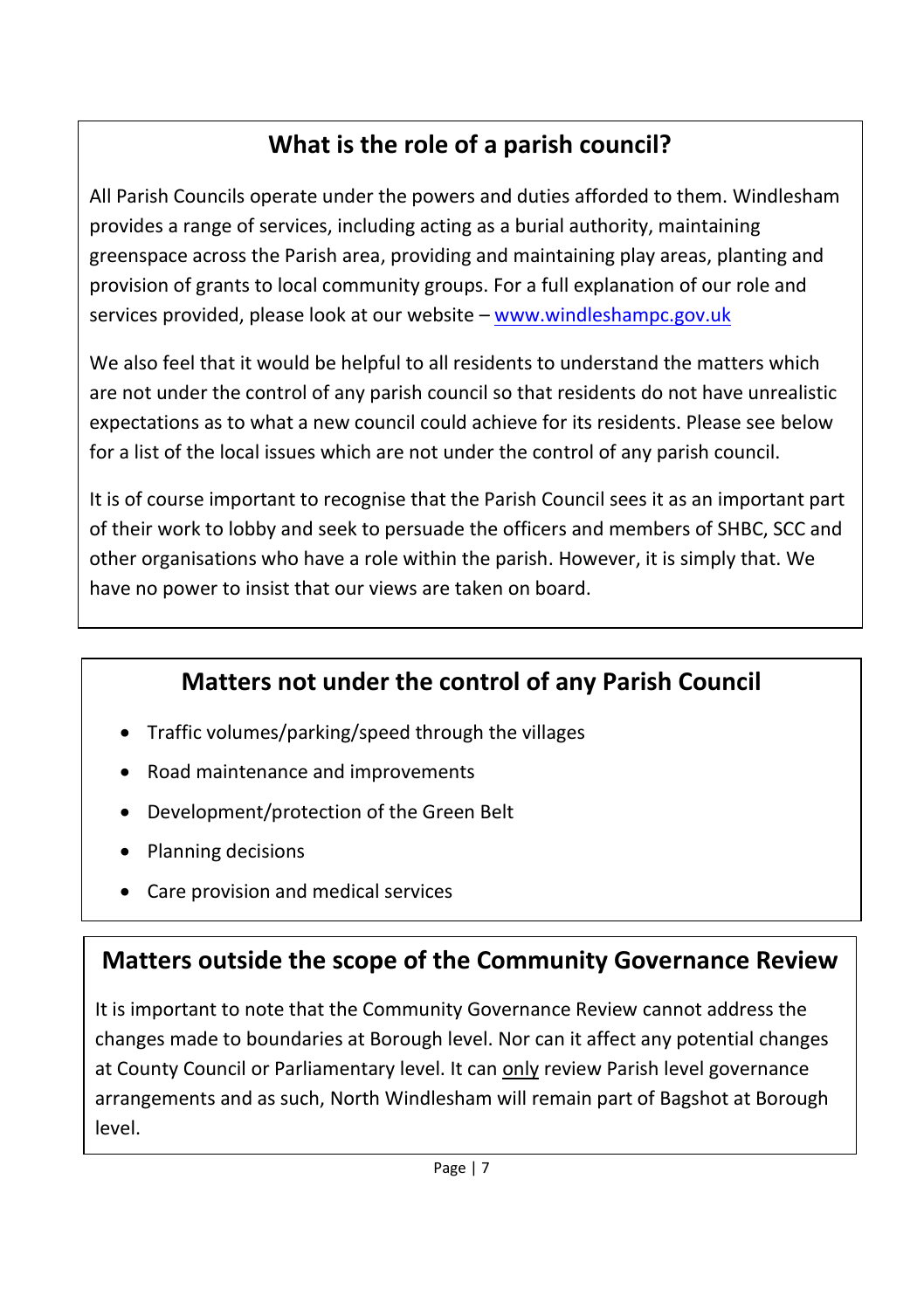## What is the role of a parish council?

All Parish Councils operate under the powers and duties afforded to them. Windlesham provides a range of services, including acting as a burial authority, maintaining greenspace across the Parish area, providing and maintaining play areas, planting and provision of grants to local community groups. For a full explanation of our role and services provided, please look at our website – [www.windleshampc.gov.uk](http://www.windleshampc.gov.uk)

We also feel that it would be helpful to all residents to understand the matters which are not under the control of any parish council so that residents do not have unrealistic expectations as to what a new council could achieve for its residents. Please see below for a list of the local issues which are not under the control of any parish council.

It is of course important to recognise that the Parish Council sees it as an important part of their work to lobby and seek to persuade the officers and members of SHBC, SCC and other organisations who have a role within the parish. However, it is simply that. We have no power to insist that our views are taken on board.

## Matters not under the control of any Parish Council

- Traffic volumes/parking/speed through the villages
- Road maintenance and improvements
- Development/protection of the Green Belt
- Planning decisions
- Care provision and medical services

## Matters outside the scope of the Community Governance Review

It is important to note that the Community Governance Review cannot address the changes made to boundaries at Borough level. Nor can it affect any potential changes at County Council or Parliamentary level. It can <u>only</u> review Parish level governance arrangements and as such, North Windlesham will remain part of Bagshot at Borough level.